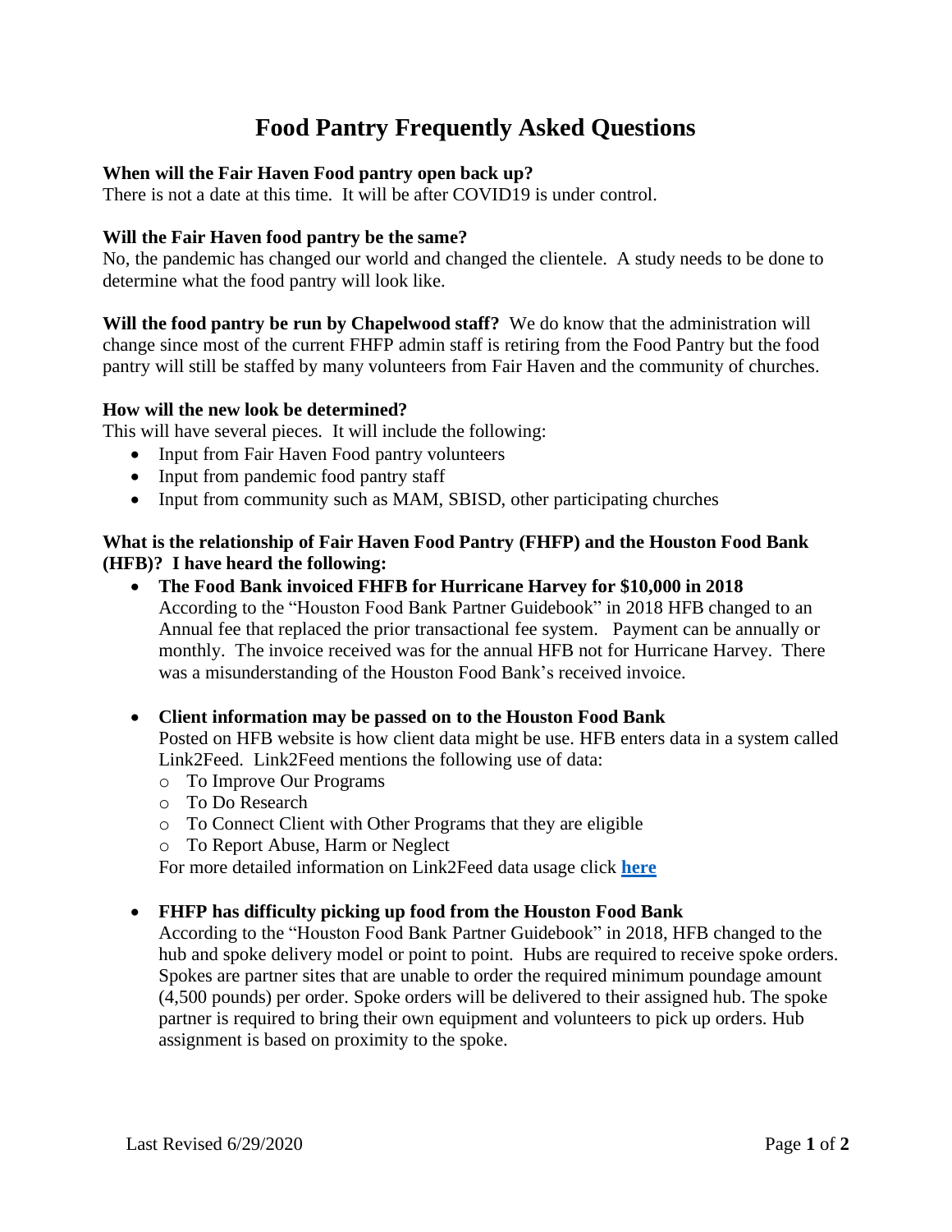# Food Pantry Frequently Asked Questions

**When will the Fair Haven Food pantry open back up?**
There is not a date at this time. It will be after COVID19 is under control.

**Will the Fair Haven food pantry be the same?**
No, the pandemic has changed our world and changed the clientele. A study needs to be done to determine what the food pantry will look like.

**Will the food pantry be run by Chapelwood staff?** We do know that the administration will change since most of the current FHFP admin staff is retiring from the Food Pantry but the food pantry will still be staffed by many volunteers from Fair Haven and the community of churches.

**How will the new look be determined?**
This will have several pieces. It will include the following:

- Input from Fair Haven Food pantry volunteers
- Input from pandemic food pantry staff
- Input from community such as MAM, SBISD, other participating churches

**What is the relationship of Fair Haven Food Pantry (FHFP) and the Houston Food Bank (HFB)? I have heard the following:**

- **The Food Bank invoiced FHFB for Hurricane Harvey for $10,000 in 2018**
  According to the "Houston Food Bank Partner Guidebook" in 2018 HFB changed to an Annual fee that replaced the prior transactional fee system. Payment can be annually or monthly. The invoice received was for the annual HFB not for Hurricane Harvey. There was a misunderstanding of the Houston Food Bank's received invoice.

- **Client information may be passed on to the Houston Food Bank**
  Posted on HFB website is how client data might be use. HFB enters data in a system called Link2Feed. Link2Feed mentions the following use of data:
  - To Improve Our Programs
  - To Do Research
  - To Connect Client with Other Programs that they are eligible
  - To Report Abuse, Harm or Neglect

  For more detailed information on Link2Feed data usage click **here**

- **FHFP has difficulty picking up food from the Houston Food Bank**
  According to the "Houston Food Bank Partner Guidebook" in 2018, HFB changed to the hub and spoke delivery model or point to point. Hubs are required to receive spoke orders. Spokes are partner sites that are unable to order the required minimum poundage amount (4,500 pounds) per order. Spoke orders will be delivered to their assigned hub. The spoke partner is required to bring their own equipment and volunteers to pick up orders. Hub assignment is based on proximity to the spoke.

Last Revised 6/29/2020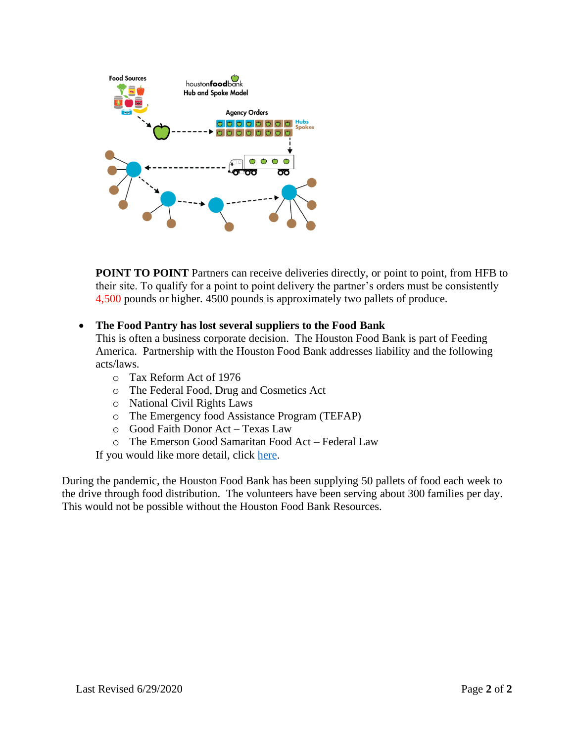Food Sources

houstonfoodbank
Hub and Spoke Model

Agency Orders

Hubs
Spokes

**POINT TO POINT** Partners can receive deliveries directly, or point to point, from HFB to their site. To qualify for a point to point delivery the partner's orders must be consistently 4,500 pounds or higher. 4500 pounds is approximately two pallets of produce.

- **The Food Pantry has lost several suppliers to the Food Bank**
  This is often a business corporate decision. The Houston Food Bank is part of Feeding America. Partnership with the Houston Food Bank addresses liability and the following acts/laws.
  - Tax Reform Act of 1976
  - The Federal Food, Drug and Cosmetics Act
  - National Civil Rights Laws
  - The Emergency food Assistance Program (TEFAP)
  - Good Faith Donor Act – Texas Law
  - The Emerson Good Samaritan Food Act – Federal Law

  If you would like more detail, click here.

During the pandemic, the Houston Food Bank has been supplying 50 pallets of food each week to the drive through food distribution. The volunteers have been serving about 300 families per day. This would not be possible without the Houston Food Bank Resources.

Last Revised 6/29/2020